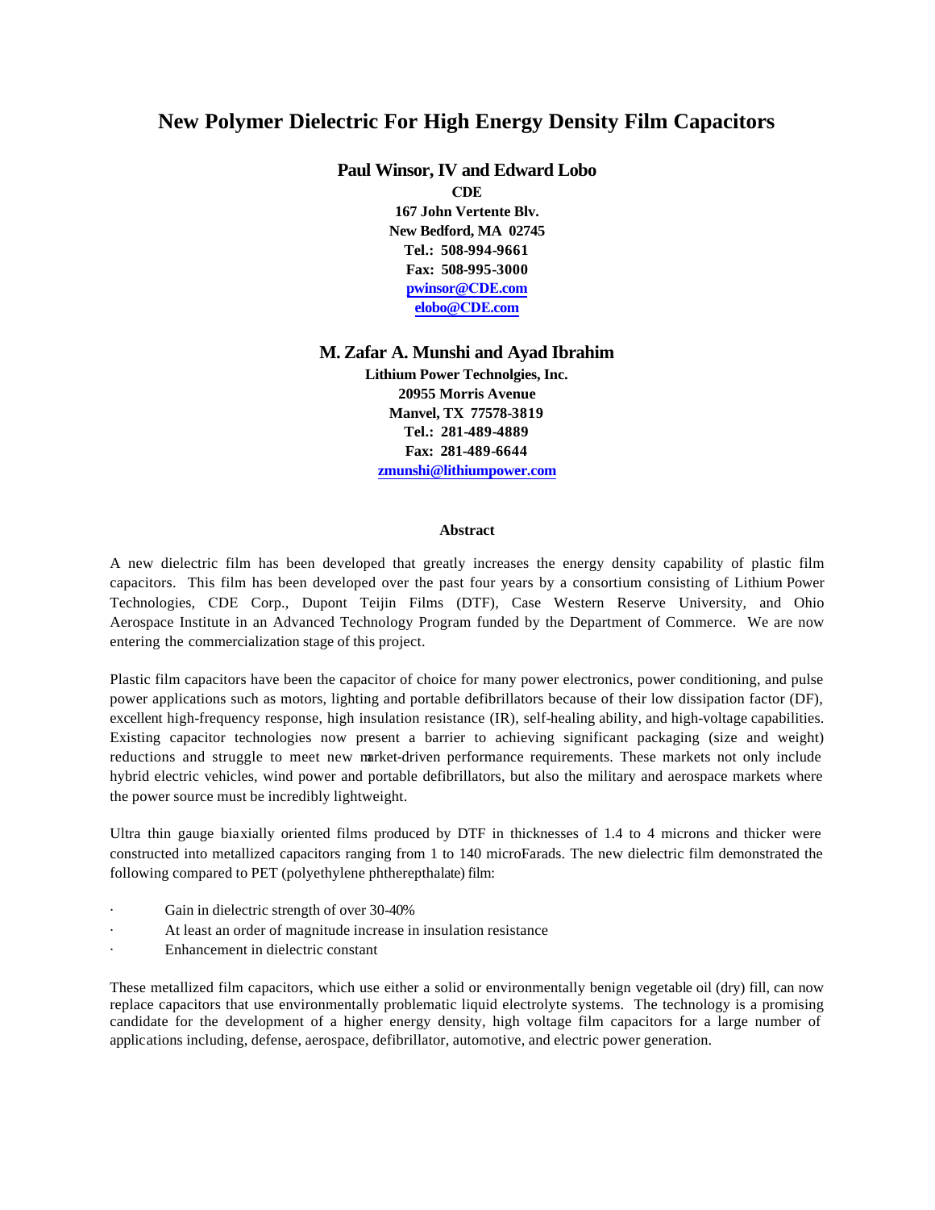# New Polymer Dielectric For High Energy Density Film Capacitors

**Paul Winsor, IV and Edward Lobo**

**CDE**
**167 John Vertente Blv.**
**New Bedford, MA 02745**
**Tel.: 508-994-9661**
**Fax: 508-995-3000**
**pwinsor@CDE.com**
**elobo@CDE.com**

**M. Zafar A. Munshi and Ayad Ibrahim**

**Lithium Power Technolgies, Inc.**
**20955 Morris Avenue**
**Manvel, TX 77578-3819**
**Tel.: 281-489-4889**
**Fax: 281-489-6644**
**zmunshi@lithiumpower.com**

## Abstract

A new dielectric film has been developed that greatly increases the energy density capability of plastic film capacitors. This film has been developed over the past four years by a consortium consisting of Lithium Power Technologies, CDE Corp., Dupont Teijin Films (DTF), Case Western Reserve University, and Ohio Aerospace Institute in an Advanced Technology Program funded by the Department of Commerce. We are now entering the commercialization stage of this project.

Plastic film capacitors have been the capacitor of choice for many power electronics, power conditioning, and pulse power applications such as motors, lighting and portable defibrillators because of their low dissipation factor (DF), excellent high-frequency response, high insulation resistance (IR), self-healing ability, and high-voltage capabilities. Existing capacitor technologies now present a barrier to achieving significant packaging (size and weight) reductions and struggle to meet new market-driven performance requirements. These markets not only include hybrid electric vehicles, wind power and portable defibrillators, but also the military and aerospace markets where the power source must be incredibly lightweight.

Ultra thin gauge biaxially oriented films produced by DTF in thicknesses of 1.4 to 4 microns and thicker were constructed into metallized capacitors ranging from 1 to 140 microFarads. The new dielectric film demonstrated the following compared to PET (polyethylene phtherepthalate) film:

- Gain in dielectric strength of over 30-40%
- At least an order of magnitude increase in insulation resistance
- Enhancement in dielectric constant

These metallized film capacitors, which use either a solid or environmentally benign vegetable oil (dry) fill, can now replace capacitors that use environmentally problematic liquid electrolyte systems. The technology is a promising candidate for the development of a higher energy density, high voltage film capacitors for a large number of applications including, defense, aerospace, defibrillator, automotive, and electric power generation.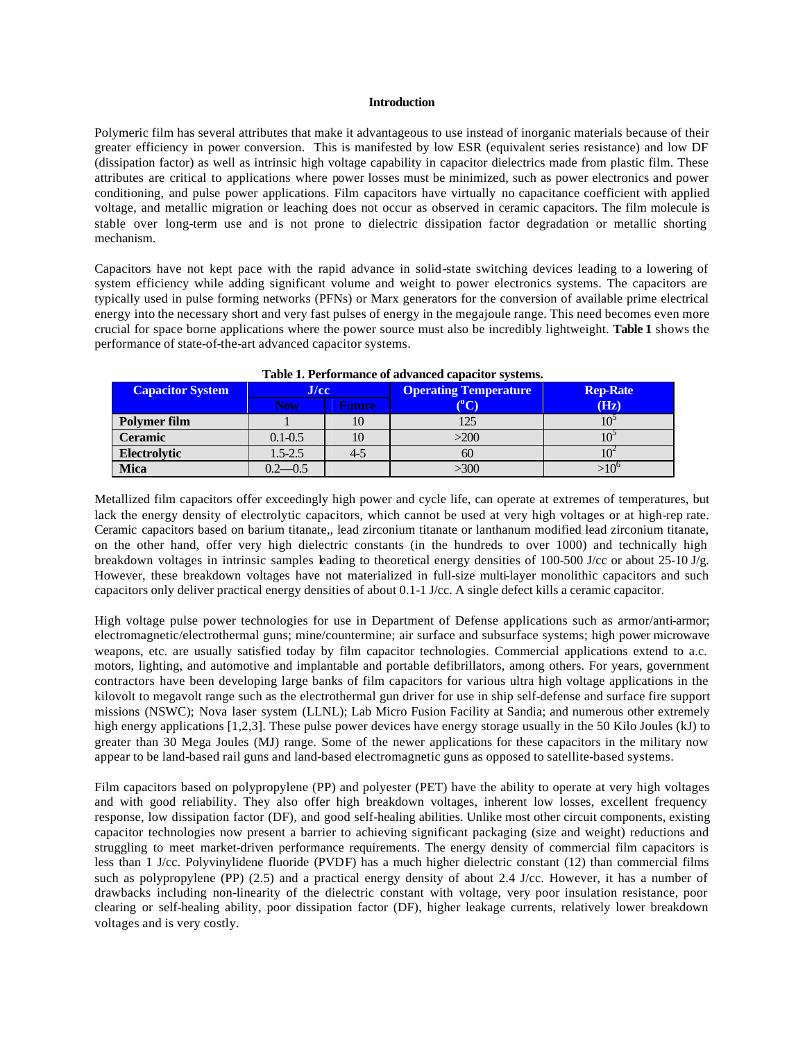## Introduction

Polymeric film has several attributes that make it advantageous to use instead of inorganic materials because of their greater efficiency in power conversion. This is manifested by low ESR (equivalent series resistance) and low DF (dissipation factor) as well as intrinsic high voltage capability in capacitor dielectrics made from plastic film. These attributes are critical to applications where power losses must be minimized, such as power electronics and power conditioning, and pulse power applications. Film capacitors have virtually no capacitance coefficient with applied voltage, and metallic migration or leaching does not occur as observed in ceramic capacitors. The film molecule is stable over long-term use and is not prone to dielectric dissipation factor degradation or metallic shorting mechanism.

Capacitors have not kept pace with the rapid advance in solid-state switching devices leading to a lowering of system efficiency while adding significant volume and weight to power electronics systems. The capacitors are typically used in pulse forming networks (PFNs) or Marx generators for the conversion of available prime electrical energy into the necessary short and very fast pulses of energy in the megajoule range. This need becomes even more crucial for space borne applications where the power source must also be incredibly lightweight. **Table 1** shows the performance of state-of-the-art advanced capacitor systems.

**Table 1. Performance of advanced capacitor systems.**

| Capacitor System | J/cc | | Operating Temperature (°C) | Rep-Rate (Hz) |
|---|---|---|---|---|
| | Now | Future | | |
| **Polymer film** | 1 | 10 | 125 | $10^5$ |
| **Ceramic** | 0.1-0.5 | 10 | >200 | $10^5$ |
| **Electrolytic** | 1.5-2.5 | 4-5 | 60 | $10^2$ |
| **Mica** | 0.2—0.5 | | >300 | $>10^6$ |

Metallized film capacitors offer exceedingly high power and cycle life, can operate at extremes of temperatures, but lack the energy density of electrolytic capacitors, which cannot be used at very high voltages or at high-rep rate. Ceramic capacitors based on barium titanate,, lead zirconium titanate or lanthanum modified lead zirconium titanate, on the other hand, offer very high dielectric constants (in the hundreds to over 1000) and technically high breakdown voltages in intrinsic samples leading to theoretical energy densities of 100-500 J/cc or about 25-10 J/g. However, these breakdown voltages have not materialized in full-size multi-layer monolithic capacitors and such capacitors only deliver practical energy densities of about 0.1-1 J/cc. A single defect kills a ceramic capacitor.

High voltage pulse power technologies for use in Department of Defense applications such as armor/anti-armor; electromagnetic/electrothermal guns; mine/countermine; air surface and subsurface systems; high power microwave weapons, etc. are usually satisfied today by film capacitor technologies. Commercial applications extend to a.c. motors, lighting, and automotive and implantable and portable defibrillators, among others. For years, government contractors have been developing large banks of film capacitors for various ultra high voltage applications in the kilovolt to megavolt range such as the electrothermal gun driver for use in ship self-defense and surface fire support missions (NSWC); Nova laser system (LLNL); Lab Micro Fusion Facility at Sandia; and numerous other extremely high energy applications [1,2,3]. These pulse power devices have energy storage usually in the 50 Kilo Joules (kJ) to greater than 30 Mega Joules (MJ) range. Some of the newer applications for these capacitors in the military now appear to be land-based rail guns and land-based electromagnetic guns as opposed to satellite-based systems.

Film capacitors based on polypropylene (PP) and polyester (PET) have the ability to operate at very high voltages and with good reliability. They also offer high breakdown voltages, inherent low losses, excellent frequency response, low dissipation factor (DF), and good self-healing abilities. Unlike most other circuit components, existing capacitor technologies now present a barrier to achieving significant packaging (size and weight) reductions and struggling to meet market-driven performance requirements. The energy density of commercial film capacitors is less than 1 J/cc. Polyvinylidene fluoride (PVDF) has a much higher dielectric constant (12) than commercial films such as polypropylene (PP) (2.5) and a practical energy density of about 2.4 J/cc. However, it has a number of drawbacks including non-linearity of the dielectric constant with voltage, very poor insulation resistance, poor clearing or self-healing ability, poor dissipation factor (DF), higher leakage currents, relatively lower breakdown voltages and is very costly.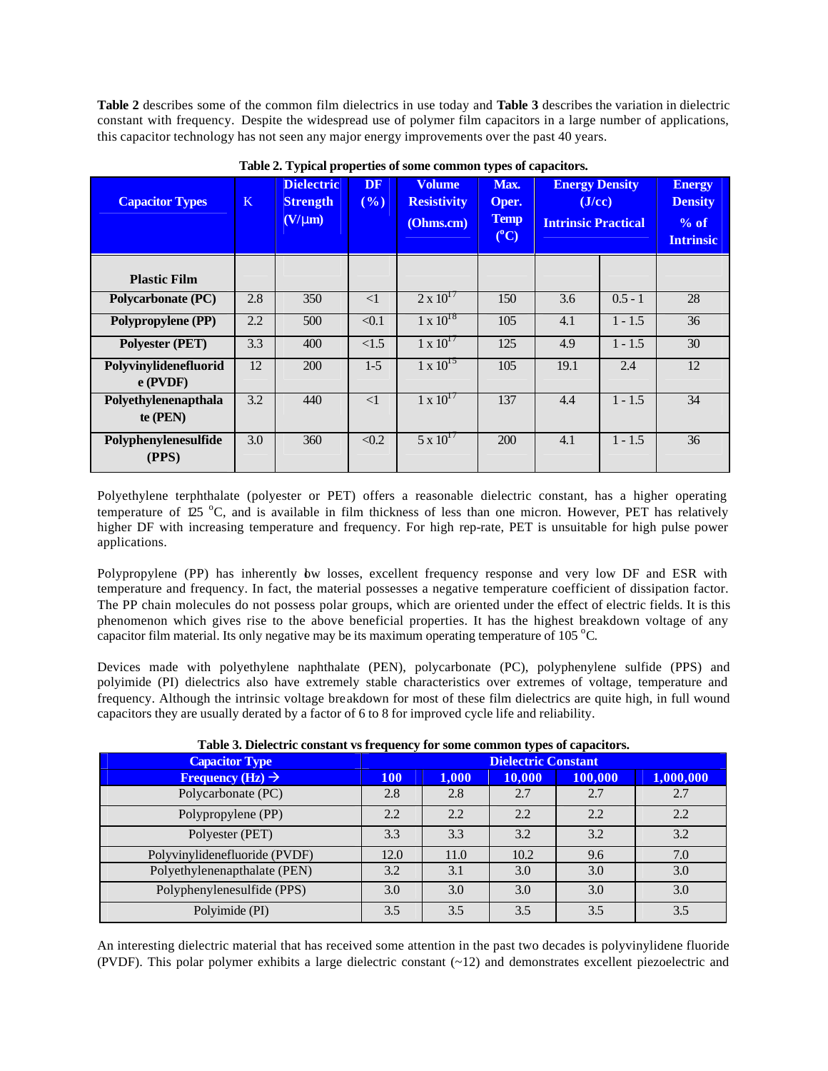**Table 2** describes some of the common film dielectrics in use today and **Table 3** describes the variation in dielectric constant with frequency. Despite the widespread use of polymer film capacitors in a large number of applications, this capacitor technology has not seen any major energy improvements over the past 40 years.

**Table 2. Typical properties of some common types of capacitors.**

| Capacitor Types | K | Dielectric Strength (V/μm) | DF (%) | Volume Resistivity (Ohms.cm) | Max. Oper. Temp (°C) | Energy Density (J/cc) Intrinsic | Energy Density (J/cc) Practical | Energy Density % of Intrinsic |
|---|---|---|---|---|---|---|---|---|
| **Plastic Film** | | | | | | | | |
| **Polycarbonate (PC)** | 2.8 | 350 | <1 | $2 \times 10^{17}$ | 150 | 3.6 | 0.5 - 1 | 28 |
| **Polypropylene (PP)** | 2.2 | 500 | <0.1 | $1 \times 10^{18}$ | 105 | 4.1 | 1 - 1.5 | 36 |
| **Polyester (PET)** | 3.3 | 400 | <1.5 | $1 \times 10^{17}$ | 125 | 4.9 | 1 - 1.5 | 30 |
| **Polyvinylidenefluoride (PVDF)** | 12 | 200 | 1-5 | $1 \times 10^{15}$ | 105 | 19.1 | 2.4 | 12 |
| **Polyethylenenapthalate (PEN)** | 3.2 | 440 | <1 | $1 \times 10^{17}$ | 137 | 4.4 | 1 - 1.5 | 34 |
| **Polyphenylenesulfide (PPS)** | 3.0 | 360 | <0.2 | $5 \times 10^{17}$ | 200 | 4.1 | 1 - 1.5 | 36 |

Polyethylene terphthalate (polyester or PET) offers a reasonable dielectric constant, has a higher operating temperature of 125 °C, and is available in film thickness of less than one micron. However, PET has relatively higher DF with increasing temperature and frequency. For high rep-rate, PET is unsuitable for high pulse power applications.

Polypropylene (PP) has inherently low losses, excellent frequency response and very low DF and ESR with temperature and frequency. In fact, the material possesses a negative temperature coefficient of dissipation factor. The PP chain molecules do not possess polar groups, which are oriented under the effect of electric fields. It is this phenomenon which gives rise to the above beneficial properties. It has the highest breakdown voltage of any capacitor film material. Its only negative may be its maximum operating temperature of 105 °C.

Devices made with polyethylene naphthalate (PEN), polycarbonate (PC), polyphenylene sulfide (PPS) and polyimide (PI) dielectrics also have extremely stable characteristics over extremes of voltage, temperature and frequency. Although the intrinsic voltage breakdown for most of these film dielectrics are quite high, in full wound capacitors they are usually derated by a factor of 6 to 8 for improved cycle life and reliability.

**Table 3. Dielectric constant vs frequency for some common types of capacitors.**

| Capacitor Type | Dielectric Constant | | | | |
|---|---|---|---|---|---|
| Frequency (Hz) → | 100 | 1,000 | 10,000 | 100,000 | 1,000,000 |
| Polycarbonate (PC) | 2.8 | 2.8 | 2.7 | 2.7 | 2.7 |
| Polypropylene (PP) | 2.2 | 2.2 | 2.2 | 2.2 | 2.2 |
| Polyester (PET) | 3.3 | 3.3 | 3.2 | 3.2 | 3.2 |
| Polyvinylidenefluoride (PVDF) | 12.0 | 11.0 | 10.2 | 9.6 | 7.0 |
| Polyethylenenapthalate (PEN) | 3.2 | 3.1 | 3.0 | 3.0 | 3.0 |
| Polyphenylenesulfide (PPS) | 3.0 | 3.0 | 3.0 | 3.0 | 3.0 |
| Polyimide (PI) | 3.5 | 3.5 | 3.5 | 3.5 | 3.5 |

An interesting dielectric material that has received some attention in the past two decades is polyvinylidene fluoride (PVDF). This polar polymer exhibits a large dielectric constant (~12) and demonstrates excellent piezoelectric and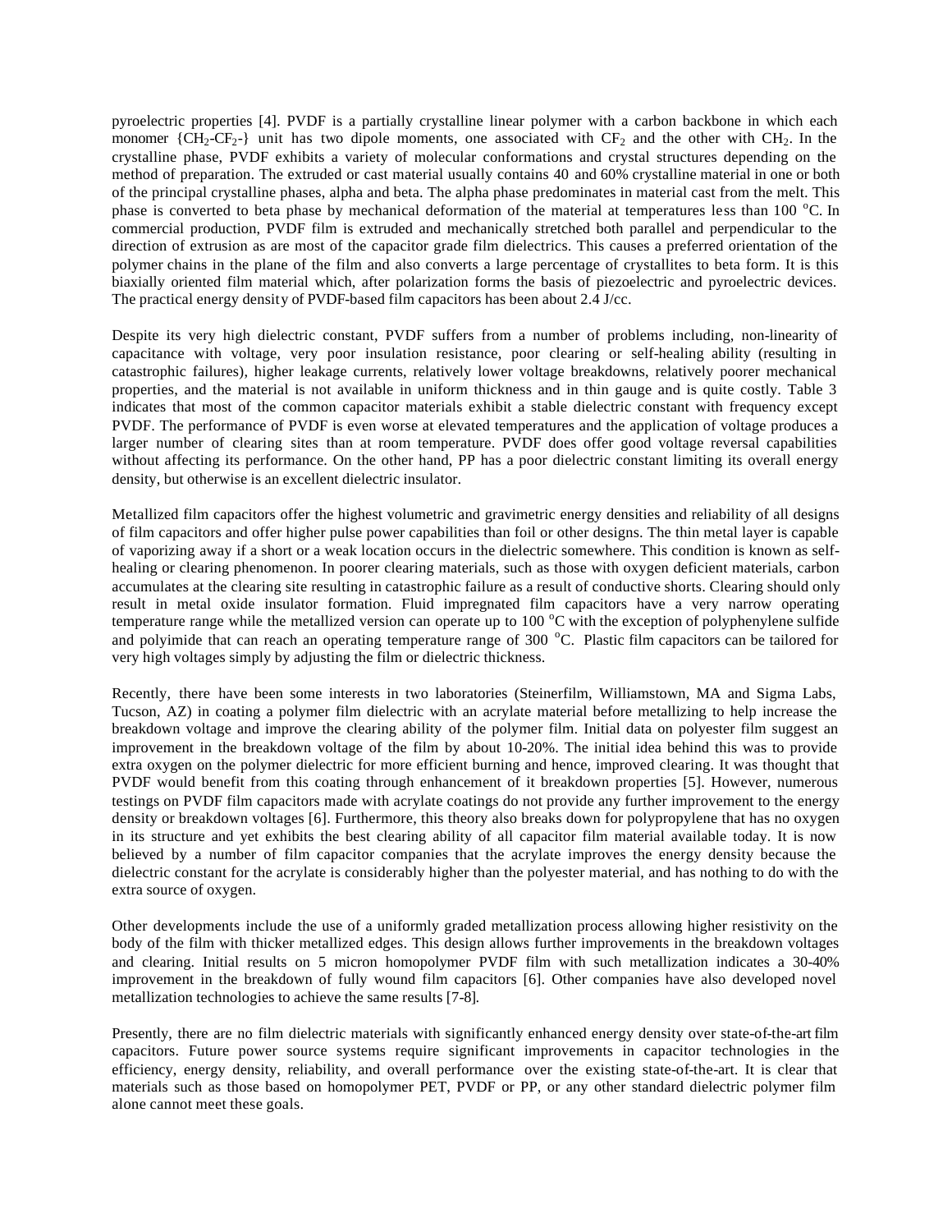pyroelectric properties [4]. PVDF is a partially crystalline linear polymer with a carbon backbone in which each monomer {$CH_2$-$CF_2$-} unit has two dipole moments, one associated with $CF_2$ and the other with $CH_2$. In the crystalline phase, PVDF exhibits a variety of molecular conformations and crystal structures depending on the method of preparation. The extruded or cast material usually contains 40 and 60% crystalline material in one or both of the principal crystalline phases, alpha and beta. The alpha phase predominates in material cast from the melt. This phase is converted to beta phase by mechanical deformation of the material at temperatures less than 100 $^oC$. In commercial production, PVDF film is extruded and mechanically stretched both parallel and perpendicular to the direction of extrusion as are most of the capacitor grade film dielectrics. This causes a preferred orientation of the polymer chains in the plane of the film and also converts a large percentage of crystallites to beta form. It is this biaxially oriented film material which, after polarization forms the basis of piezoelectric and pyroelectric devices. The practical energy density of PVDF-based film capacitors has been about 2.4 J/cc.

Despite its very high dielectric constant, PVDF suffers from a number of problems including, non-linearity of capacitance with voltage, very poor insulation resistance, poor clearing or self-healing ability (resulting in catastrophic failures), higher leakage currents, relatively lower voltage breakdowns, relatively poorer mechanical properties, and the material is not available in uniform thickness and in thin gauge and is quite costly. Table 3 indicates that most of the common capacitor materials exhibit a stable dielectric constant with frequency except PVDF. The performance of PVDF is even worse at elevated temperatures and the application of voltage produces a larger number of clearing sites than at room temperature. PVDF does offer good voltage reversal capabilities without affecting its performance. On the other hand, PP has a poor dielectric constant limiting its overall energy density, but otherwise is an excellent dielectric insulator.

Metallized film capacitors offer the highest volumetric and gravimetric energy densities and reliability of all designs of film capacitors and offer higher pulse power capabilities than foil or other designs. The thin metal layer is capable of vaporizing away if a short or a weak location occurs in the dielectric somewhere. This condition is known as self-healing or clearing phenomenon. In poorer clearing materials, such as those with oxygen deficient materials, carbon accumulates at the clearing site resulting in catastrophic failure as a result of conductive shorts. Clearing should only result in metal oxide insulator formation. Fluid impregnated film capacitors have a very narrow operating temperature range while the metallized version can operate up to 100 $^oC$ with the exception of polyphenylene sulfide and polyimide that can reach an operating temperature range of 300 $^oC$. Plastic film capacitors can be tailored for very high voltages simply by adjusting the film or dielectric thickness.

Recently, there have been some interests in two laboratories (Steinerfilm, Williamstown, MA and Sigma Labs, Tucson, AZ) in coating a polymer film dielectric with an acrylate material before metallizing to help increase the breakdown voltage and improve the clearing ability of the polymer film. Initial data on polyester film suggest an improvement in the breakdown voltage of the film by about 10-20%. The initial idea behind this was to provide extra oxygen on the polymer dielectric for more efficient burning and hence, improved clearing. It was thought that PVDF would benefit from this coating through enhancement of it breakdown properties [5]. However, numerous testings on PVDF film capacitors made with acrylate coatings do not provide any further improvement to the energy density or breakdown voltages [6]. Furthermore, this theory also breaks down for polypropylene that has no oxygen in its structure and yet exhibits the best clearing ability of all capacitor film material available today. It is now believed by a number of film capacitor companies that the acrylate improves the energy density because the dielectric constant for the acrylate is considerably higher than the polyester material, and has nothing to do with the extra source of oxygen.

Other developments include the use of a uniformly graded metallization process allowing higher resistivity on the body of the film with thicker metallized edges. This design allows further improvements in the breakdown voltages and clearing. Initial results on 5 micron homopolymer PVDF film with such metallization indicates a 30-40% improvement in the breakdown of fully wound film capacitors [6]. Other companies have also developed novel metallization technologies to achieve the same results [7-8].

Presently, there are no film dielectric materials with significantly enhanced energy density over state-of-the-art film capacitors. Future power source systems require significant improvements in capacitor technologies in the efficiency, energy density, reliability, and overall performance over the existing state-of-the-art. It is clear that materials such as those based on homopolymer PET, PVDF or PP, or any other standard dielectric polymer film alone cannot meet these goals.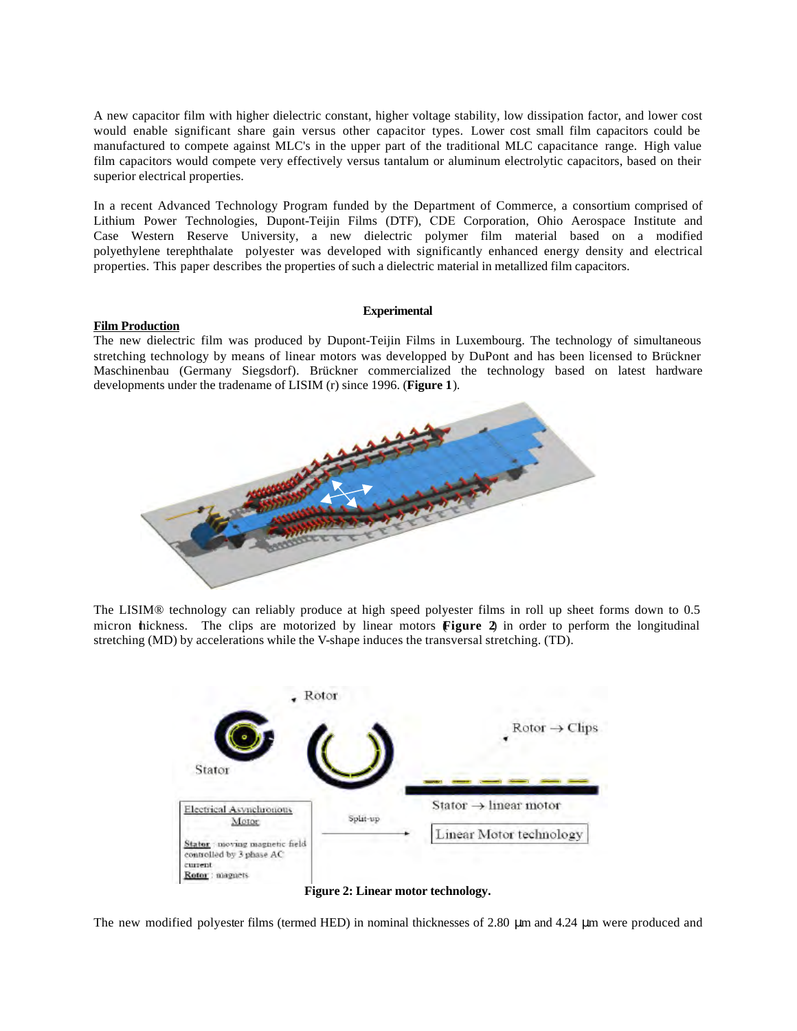A new capacitor film with higher dielectric constant, higher voltage stability, low dissipation factor, and lower cost would enable significant share gain versus other capacitor types. Lower cost small film capacitors could be manufactured to compete against MLC's in the upper part of the traditional MLC capacitance range. High value film capacitors would compete very effectively versus tantalum or aluminum electrolytic capacitors, based on their superior electrical properties.

In a recent Advanced Technology Program funded by the Department of Commerce, a consortium comprised of Lithium Power Technologies, Dupont-Teijin Films (DTF), CDE Corporation, Ohio Aerospace Institute and Case Western Reserve University, a new dielectric polymer film material based on a modified polyethylene terephthalate polyester was developed with significantly enhanced energy density and electrical properties. This paper describes the properties of such a dielectric material in metallized film capacitors.

## Experimental

**Film Production**

The new dielectric film was produced by Dupont-Teijin Films in Luxembourg. The technology of simultaneous stretching technology by means of linear motors was developped by DuPont and has been licensed to Brückner Maschinenbau (Germany Siegsdorf). Brückner commercialized the technology based on latest hardware developments under the tradename of LISIM (r) since 1996. (**Figure 1**).

The LISIM® technology can reliably produce at high speed polyester films in roll up sheet forms down to 0.5 micron thickness. The clips are motorized by linear motors (**Figure 2**) in order to perform the longitudinal stretching (MD) by accelerations while the V-shape induces the transversal stretching. (TD).

**Figure 2: Linear motor technology.**

The new modified polyester films (termed HED) in nominal thicknesses of 2.80 µm and 4.24 µm were produced and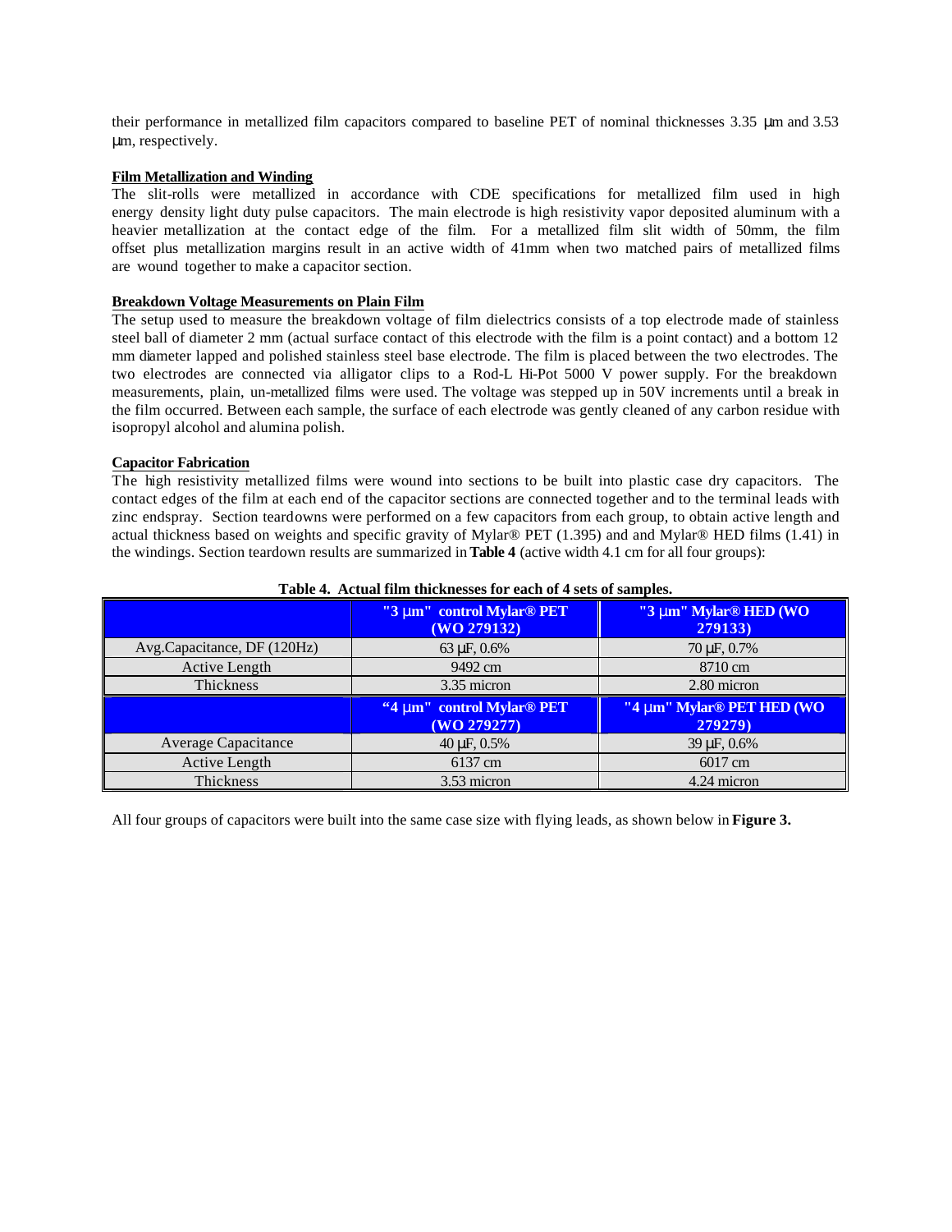their performance in metallized film capacitors compared to baseline PET of nominal thicknesses 3.35 μm and 3.53 μm, respectively.

**Film Metallization and Winding**

The slit-rolls were metallized in accordance with CDE specifications for metallized film used in high energy density light duty pulse capacitors. The main electrode is high resistivity vapor deposited aluminum with a heavier metallization at the contact edge of the film. For a metallized film slit width of 50mm, the film offset plus metallization margins result in an active width of 41mm when two matched pairs of metallized films are wound together to make a capacitor section.

**Breakdown Voltage Measurements on Plain Film**

The setup used to measure the breakdown voltage of film dielectrics consists of a top electrode made of stainless steel ball of diameter 2 mm (actual surface contact of this electrode with the film is a point contact) and a bottom 12 mm diameter lapped and polished stainless steel base electrode. The film is placed between the two electrodes. The two electrodes are connected via alligator clips to a Rod-L Hi-Pot 5000 V power supply. For the breakdown measurements, plain, un-metallized films were used. The voltage was stepped up in 50V increments until a break in the film occurred. Between each sample, the surface of each electrode was gently cleaned of any carbon residue with isopropyl alcohol and alumina polish.

**Capacitor Fabrication**

The high resistivity metallized films were wound into sections to be built into plastic case dry capacitors. The contact edges of the film at each end of the capacitor sections are connected together and to the terminal leads with zinc endspray. Section teardowns were performed on a few capacitors from each group, to obtain active length and actual thickness based on weights and specific gravity of Mylar® PET (1.395) and and Mylar® HED films (1.41) in the windings. Section teardown results are summarized in **Table 4** (active width 4.1 cm for all four groups):

**Table 4. Actual film thicknesses for each of 4 sets of samples.**

| | "3 μm" control Mylar® PET (WO 279132) | "3 μm" Mylar® HED (WO 279133) |
|---|---|---|
| Avg.Capacitance, DF (120Hz) | 63 μF, 0.6% | 70 μF, 0.7% |
| Active Length | 9492 cm | 8710 cm |
| Thickness | 3.35 micron | 2.80 micron |
| | **"4 μm" control Mylar® PET (WO 279277)** | **"4 μm" Mylar® PET HED (WO 279279)** |
| Average Capacitance | 40 μF, 0.5% | 39 μF, 0.6% |
| Active Length | 6137 cm | 6017 cm |
| Thickness | 3.53 micron | 4.24 micron |

All four groups of capacitors were built into the same case size with flying leads, as shown below in **Figure 3.**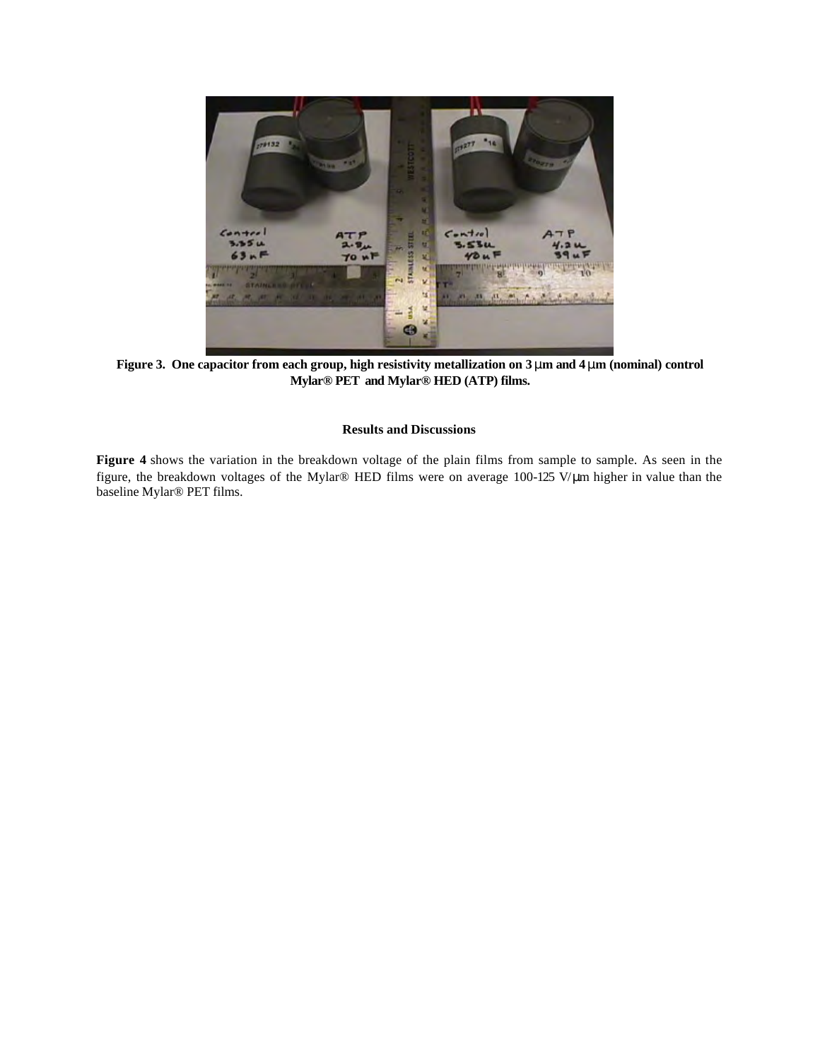**Figure 3. One capacitor from each group, high resistivity metallization on 3 μm and 4 μm (nominal) control Mylar® PET and Mylar® HED (ATP) films.**

## Results and Discussions

**Figure 4** shows the variation in the breakdown voltage of the plain films from sample to sample. As seen in the figure, the breakdown voltages of the Mylar® HED films were on average 100-125 V/μm higher in value than the baseline Mylar® PET films.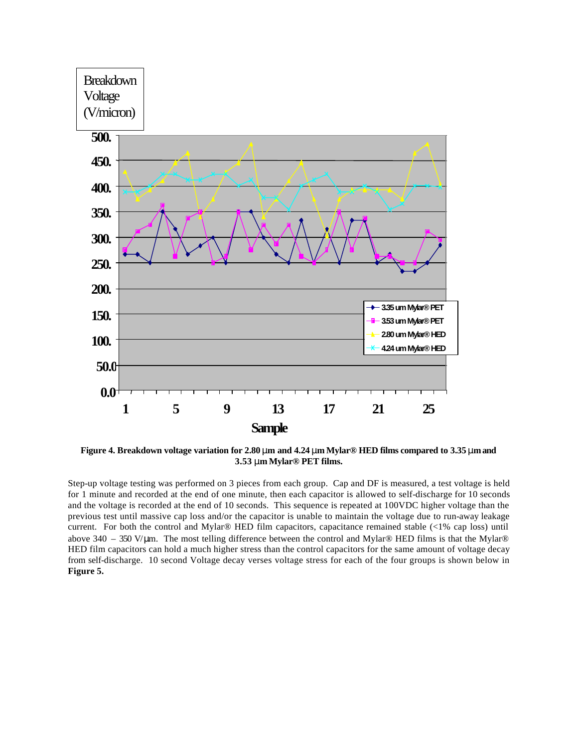**Figure 4. Breakdown voltage variation for 2.80 µm and 4.24 µm Mylar® HED films compared to 3.35 µm and 3.53 µm Mylar® PET films.**

Step-up voltage testing was performed on 3 pieces from each group. Cap and DF is measured, a test voltage is held for 1 minute and recorded at the end of one minute, then each capacitor is allowed to self-discharge for 10 seconds and the voltage is recorded at the end of 10 seconds. This sequence is repeated at 100VDC higher voltage than the previous test until massive cap loss and/or the capacitor is unable to maintain the voltage due to run-away leakage current. For both the control and Mylar® HED film capacitors, capacitance remained stable (<1% cap loss) until above 340 – 350 V/µm. The most telling difference between the control and Mylar® HED films is that the Mylar® HED film capacitors can hold a much higher stress than the control capacitors for the same amount of voltage decay from self-discharge. 10 second Voltage decay verses voltage stress for each of the four groups is shown below in **Figure 5.**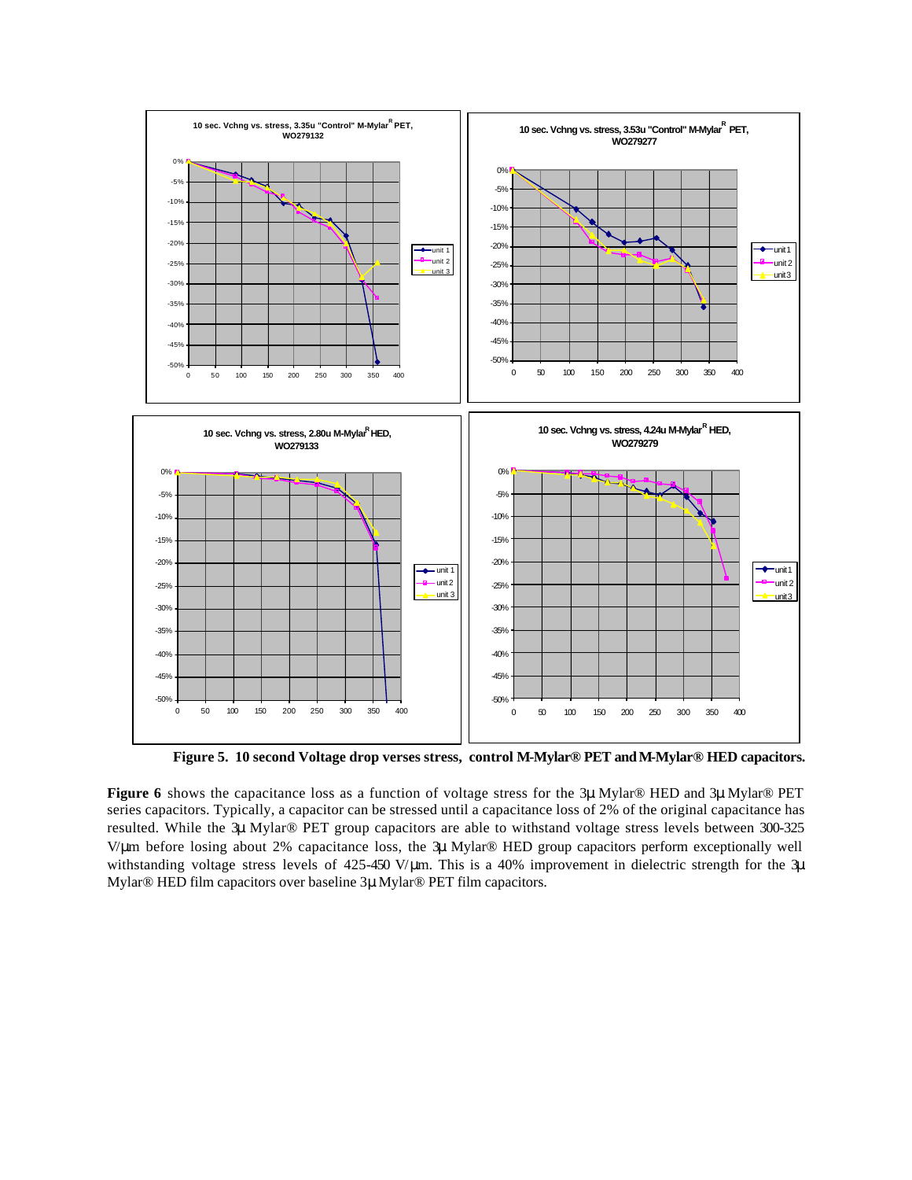**Figure 5. 10 second Voltage drop verses stress, control M-Mylar® PET and M-Mylar® HED capacitors.**

**Figure 6** shows the capacitance loss as a function of voltage stress for the 3μ Mylar® HED and 3μ Mylar® PET series capacitors. Typically, a capacitor can be stressed until a capacitance loss of 2% of the original capacitance has resulted. While the 3μ Mylar® PET group capacitors are able to withstand voltage stress levels between 300-325 V/μm before losing about 2% capacitance loss, the 3μ Mylar® HED group capacitors perform exceptionally well withstanding voltage stress levels of 425-450 V/μm. This is a 40% improvement in dielectric strength for the 3μ Mylar® HED film capacitors over baseline 3μ Mylar® PET film capacitors.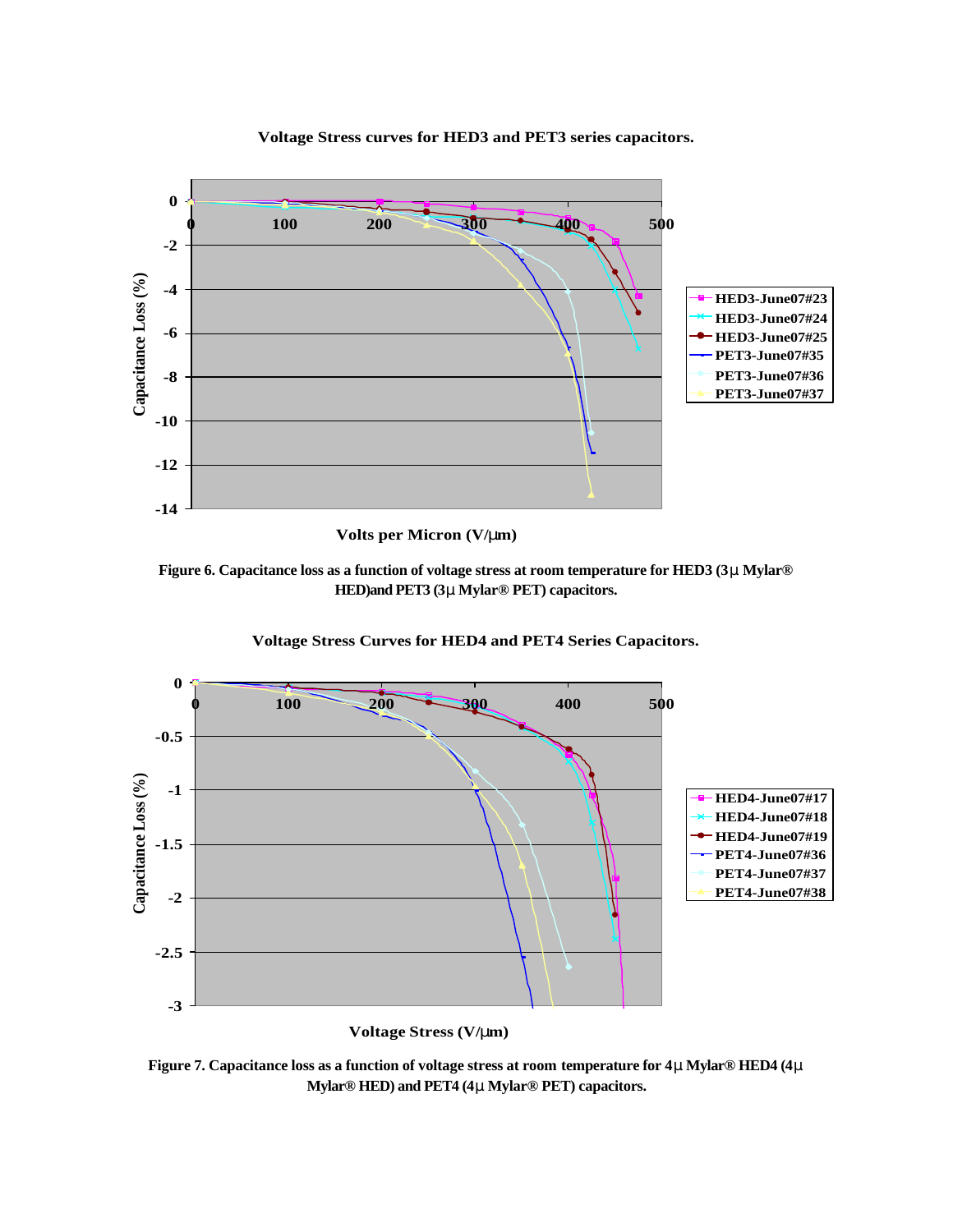**Voltage Stress curves for HED3 and PET3 series capacitors.**

Capacitance Loss (%)

Volts per Micron (V/µm)

HED3-June07#23
HED3-June07#24
HED3-June07#25
PET3-June07#35
PET3-June07#36
PET3-June07#37

**Figure 6. Capacitance loss as a function of voltage stress at room temperature for HED3 (3µ Mylar® HED)and PET3 (3µ Mylar® PET) capacitors.**

**Voltage Stress Curves for HED4 and PET4 Series Capacitors.**

Capacitance Loss (%)

Voltage Stress (V/µm)

HED4-June07#17
HED4-June07#18
HED4-June07#19
PET4-June07#36
PET4-June07#37
PET4-June07#38

**Figure 7. Capacitance loss as a function of voltage stress at room temperature for 4µ Mylar® HED4 (4µ Mylar® HED) and PET4 (4µ Mylar® PET) capacitors.**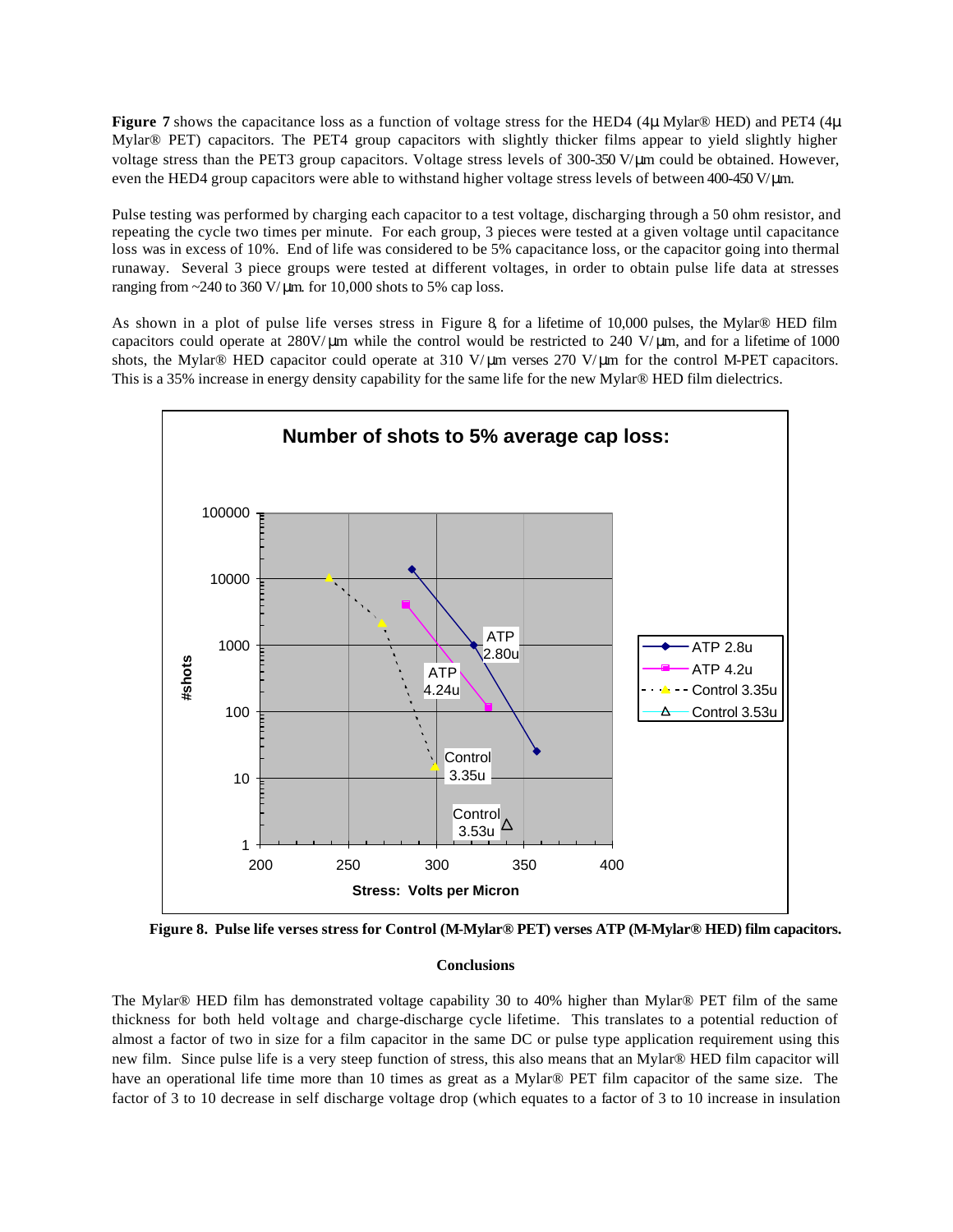**Figure 7** shows the capacitance loss as a function of voltage stress for the HED4 (4µ Mylar® HED) and PET4 (4µ Mylar® PET) capacitors. The PET4 group capacitors with slightly thicker films appear to yield slightly higher voltage stress than the PET3 group capacitors. Voltage stress levels of 300-350 V/µm could be obtained. However, even the HED4 group capacitors were able to withstand higher voltage stress levels of between 400-450 V/µm.

Pulse testing was performed by charging each capacitor to a test voltage, discharging through a 50 ohm resistor, and repeating the cycle two times per minute. For each group, 3 pieces were tested at a given voltage until capacitance loss was in excess of 10%. End of life was considered to be 5% capacitance loss, or the capacitor going into thermal runaway. Several 3 piece groups were tested at different voltages, in order to obtain pulse life data at stresses ranging from ~240 to 360 V/µm. for 10,000 shots to 5% cap loss.

As shown in a plot of pulse life verses stress in Figure 8, for a lifetime of 10,000 pulses, the Mylar® HED film capacitors could operate at 280V/µm while the control would be restricted to 240 V/µm, and for a lifetime of 1000 shots, the Mylar® HED capacitor could operate at 310 V/µm verses 270 V/µm for the control M-PET capacitors. This is a 35% increase in energy density capability for the same life for the new Mylar® HED film dielectrics.

**Figure 8. Pulse life verses stress for Control (M-Mylar® PET) verses ATP (M-Mylar® HED) film capacitors.**

## Conclusions

The Mylar® HED film has demonstrated voltage capability 30 to 40% higher than Mylar® PET film of the same thickness for both held voltage and charge-discharge cycle lifetime. This translates to a potential reduction of almost a factor of two in size for a film capacitor in the same DC or pulse type application requirement using this new film. Since pulse life is a very steep function of stress, this also means that an Mylar® HED film capacitor will have an operational life time more than 10 times as great as a Mylar® PET film capacitor of the same size. The factor of 3 to 10 decrease in self discharge voltage drop (which equates to a factor of 3 to 10 increase in insulation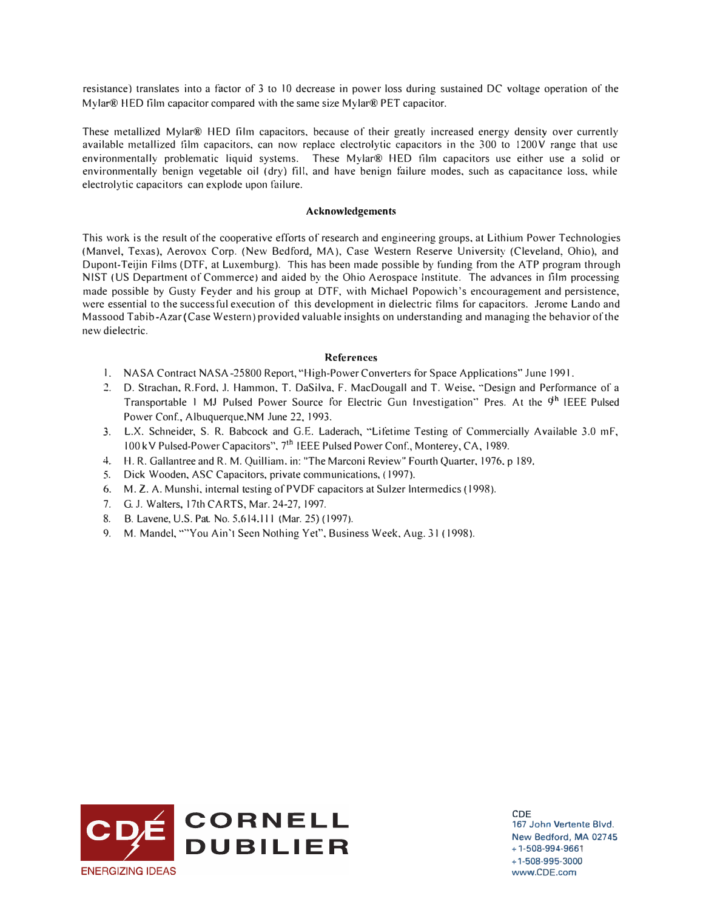resistance) translates into a factor of 3 to 10 decrease in power loss during sustained DC voltage operation of the Mylar® HED film capacitor compared with the same size Mylar® PET capacitor.

These metallized Mylar® HED film capacitors, because of their greatly increased energy density over currently available metallized film capacitors, can now replace electrolytic capacitors in the 300 to 1200V range that use environmentally problematic liquid systems. These Mylar® HED film capacitors use either use a solid or environmentally benign vegetable oil (dry) fill, and have benign failure modes, such as capacitance loss, while electrolytic capacitors can explode upon failure.

**Acknowledgements**

This work is the result of the cooperative efforts of research and engineering groups, at Lithium Power Technologies (Manvel, Texas), Aerovox Corp. (New Bedford, MA), Case Western Reserve University (Cleveland, Ohio), and Dupont-Teijin Films (DTF, at Luxemburg). This has been made possible by funding from the ATP program through NIST (US Department of Commerce) and aided by the Ohio Aerospace Institute. The advances in film processing made possible by Gusty Feyder and his group at DTF, with Michael Popowich's encouragement and persistence, were essential to the successful execution of this development in dielectric films for capacitors. Jerome Lando and Massood Tabib-Azar (Case Western) provided valuable insights on understanding and managing the behavior of the new dielectric.

**References**

1. NASA Contract NASA-25800 Report, "High-Power Converters for Space Applications" June 1991.
2. D. Strachan, R.Ford, J. Hammon, T. DaSilva, F. MacDougall and T. Weise, "Design and Performance of a Transportable 1 MJ Pulsed Power Source for Electric Gun Investigation" Pres. At the 9th IEEE Pulsed Power Conf., Albuquerque,NM June 22, 1993.
3. L.X. Schneider, S. R. Babcock and G.E. Laderach, "Lifetime Testing of Commercially Available 3.0 mF, 100 kV Pulsed-Power Capacitors", 7th IEEE Pulsed Power Conf., Monterey, CA, 1989.
4. H. R. Gallantree and R. M. Quilliam, in: "The Marconi Review" Fourth Quarter, 1976, p 189.
5. Dick Wooden, ASC Capacitors, private communications, (1997).
6. M. Z. A. Munshi, internal testing of PVDF capacitors at Sulzer Intermedics (1998).
7. G. J. Walters, 17th CARTS, Mar. 24-27, 1997.
8. B. Lavene, U.S. Pat. No. 5,614,111 (Mar. 25) (1997).
9. M. Mandel, ""You Ain't Seen Nothing Yet", Business Week, Aug. 31 (1998).

CDÉ CORNELL DUBILIER

ENERGIZING IDEAS

CDE
167 John Vertente Blvd.
New Bedford, MA 02745
+1-508-994-9661
+1-508-995-3000
www.CDE.com